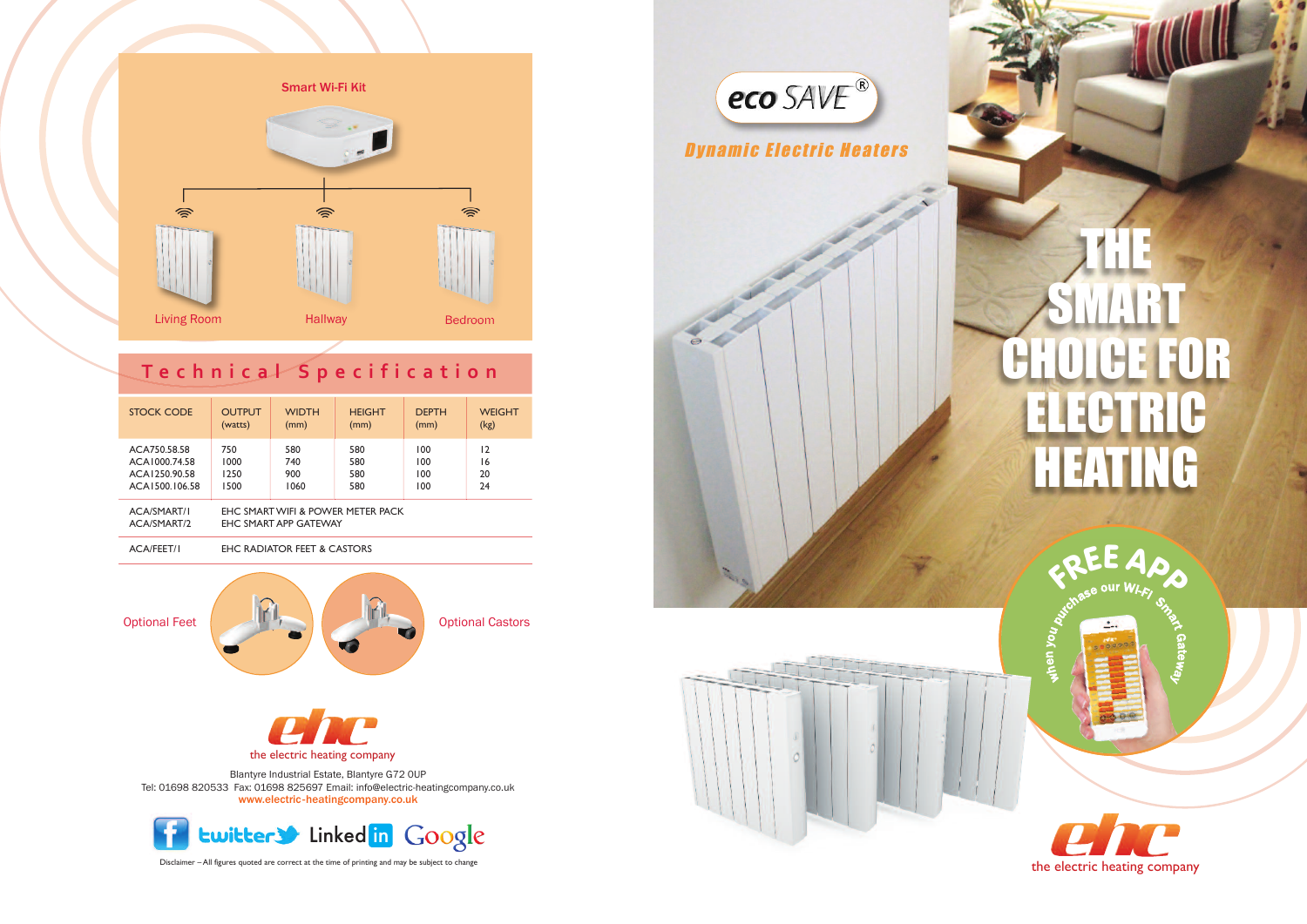## Smart Wi-Fi Kit

Living Room | Hallway | Bedroom

## Technical Specification

| STOCK CODE | OUTPUT (watts) | WIDTH (mm) | HEIGHT (mm) | DEPTH (mm) | WEIGHT (kg) |
|---|---|---|---|---|---|
| ACA750.58.58 | 750 | 580 | 580 | 100 | 12 |
| ACA1000.74.58 | 1000 | 740 | 580 | 100 | 16 |
| ACA1250.90.58 | 1250 | 900 | 580 | 100 | 20 |
| ACA1500.106.58 | 1500 | 1060 | 580 | 100 | 24 |
| ACA/SMART/1 | EHC SMART WIFI & POWER METER PACK | | | | |
| ACA/SMART/2 | EHC SMART APP GATEWAY | | | | |
| ACA/FEET/1 | EHC RADIATOR FEET & CASTORS | | | | |

Optional Feet | Optional Castors

ehc
the electric heating company

Blantyre Industrial Estate, Blantyre G72 0UP
Tel: 01698 820533 Fax: 01698 825697 Email: info@electric-heatingcompany.co.uk
www.electric-heatingcompany.co.uk

twitter Linked in Google

Disclaimer – All figures quoted are correct at the time of printing and may be subject to change

eco SAVE®

*Dynamic Electric Heaters*

# THE SMART CHOICE FOR ELECTRIC HEATING

**FREE APP**
when you purchase our Wi-Fi Smart Gateway

ehc
the electric heating company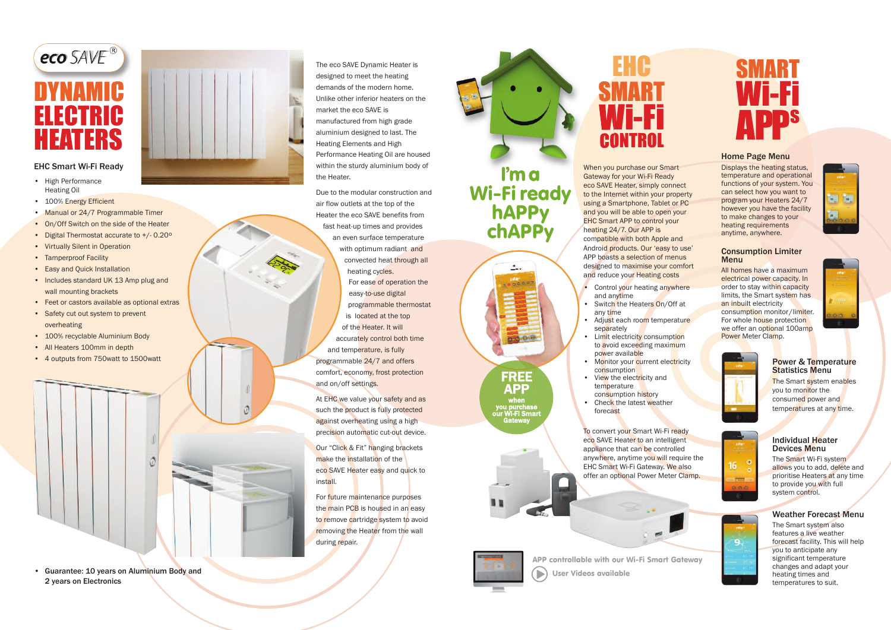eco SAVE®

# DYNAMIC ELECTRIC HEATERS

## EHC Smart Wi-Fi Ready

- High Performance Heating Oil
- 100% Energy Efficient
- Manual or 24/7 Programmable Timer
- On/Off Switch on the side of the Heater
- Digital Thermostat accurate to +/- 0.20º
- Virtually Silent in Operation
- Tamperproof Facility
- Easy and Quick Installation
- Includes standard UK 13 Amp plug and wall mounting brackets
- Feet or castors available as optional extras
- Safety cut out system to prevent overheating
- 100% recyclable Aluminium Body
- All Heaters 100mm in depth
- 4 outputs from 750watt to 1500watt

- **Guarantee: 10 years on Aluminium Body and 2 years on Electronics**

The eco SAVE Dynamic Heater is designed to meet the heating demands of the modern home. Unlike other inferior heaters on the market the eco SAVE is manufactured from high grade aluminium designed to last. The Heating Elements and High Performance Heating Oil are housed within the sturdy aluminium body of the Heater.

Due to the modular construction and air flow outlets at the top of the Heater the eco SAVE benefits from fast heat-up times and provides an even surface temperature with optimum radiant and convected heat through all heating cycles.

For ease of operation the easy-to-use digital programmable thermostat is located at the top of the Heater. It will accurately control both time and temperature, is fully programmable 24/7 and offers comfort, economy, frost protection and on/off settings.

At EHC we value your safety and as such the product is fully protected against overheating using a high precision automatic cut-out device.

Our "Click & Fit" hanging brackets make the installation of the eco SAVE Heater easy and quick to install.

For future maintenance purposes the main PCB is housed in an easy to remove cartridge system to avoid removing the Heater from the wall during repair.

I'm a Wi-Fi ready hAPPy chAPPy

**FREE APP** when you purchase our Wi-Fi Smart Gateway

# EHC SMART Wi-Fi CONTROL

When you purchase our Smart Gateway for your Wi-Fi Ready eco SAVE Heater, simply connect to the Internet within your property using a Smartphone, Tablet or PC and you will be able to open your EHC Smart APP to control your heating 24/7. Our APP is compatible with both Apple and Android products. Our 'easy to use' APP boasts a selection of menus designed to maximise your comfort and reduce your Heating costs

- Control your heating anywhere and anytime
- Switch the Heaters On/Off at any time
- Adjust each room temperature separately
- Limit electricity consumption to avoid exceeding maximum power available
- Monitor your current electricity consumption
- View the electricity and temperature consumption history
- Check the latest weather forecast

To convert your Smart Wi-Fi ready eco SAVE Heater to an intelligent appliance that can be controlled anywhere, anytime you will require the EHC Smart Wi-Fi Gateway. We also offer an optional Power Meter Clamp.

APP controllable with our Wi-Fi Smart Gateway

User Videos available

# SMART Wi-Fi APPs

### Home Page Menu

Displays the heating status, temperature and operational functions of your system. You can select how you want to program your Heaters 24/7 however you have the facility to make changes to your heating requirements anytime, anywhere.

### Consumption Limiter Menu

All homes have a maximum electrical power capacity. In order to stay within capacity limits, the Smart system has an inbuilt electricity consumption monitor/limiter. For whole house protection we offer an optional 100amp Power Meter Clamp.

### Power & Temperature Statistics Menu

The Smart system enables you to monitor the consumed power and temperatures at any time.

### Individual Heater Devices Menu

The Smart Wi-Fi system allows you to add, delete and prioritise Heaters at any time to provide you with full system control.

### Weather Forecast Menu

The Smart system also features a live weather forecast facility. This will help you to anticipate any significant temperature changes and adapt your heating times and temperatures to suit.